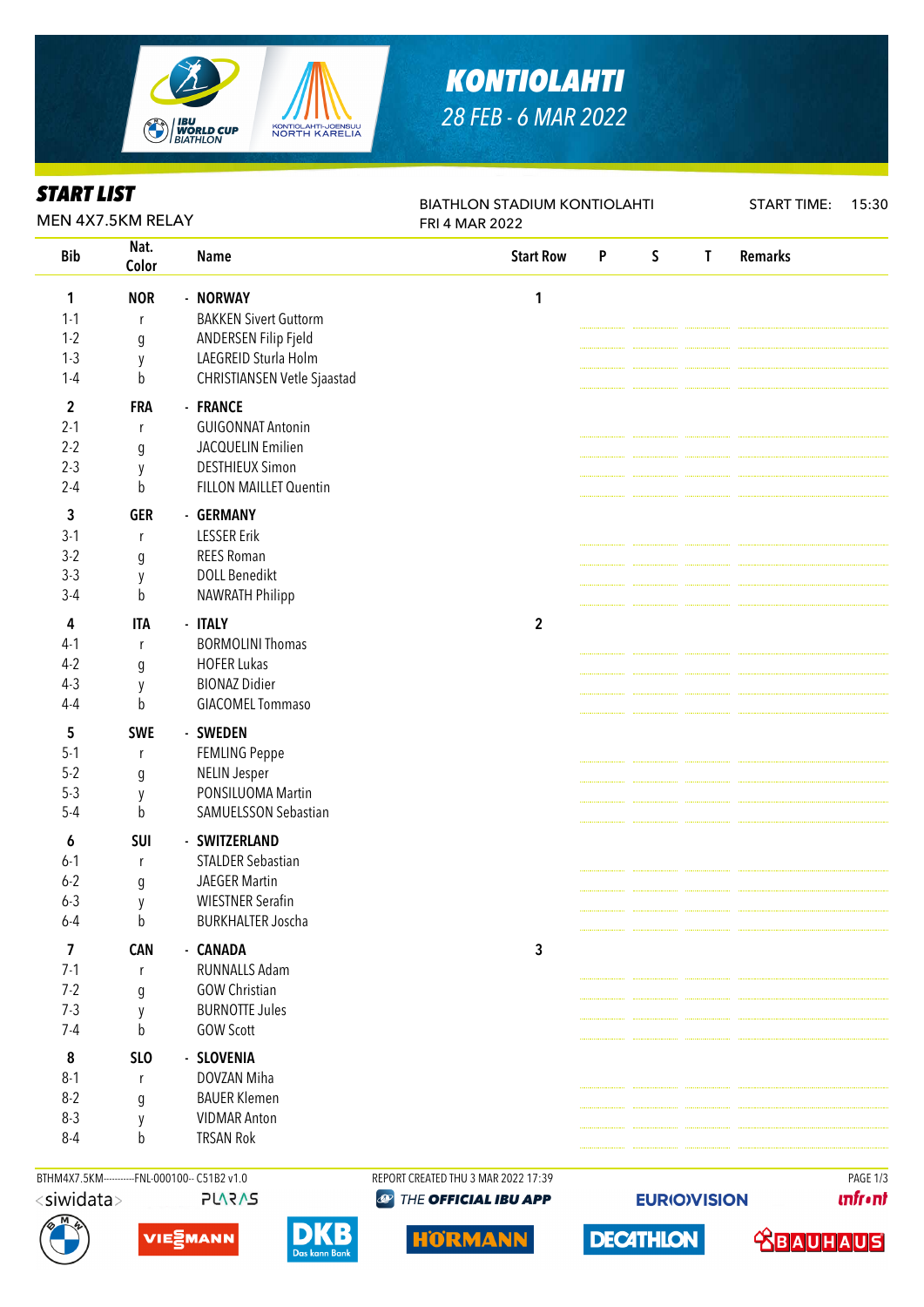# KONTIOLAHTI

*28 FEB - 6 MAR 2022*

## START LIST

MEN 4X7.5KM RELAY

BIATHLON STADIUM KONTIOLAHTI
FRI 4 MAR 2022

START TIME: 15:30

| Bib | Nat. Color | Name | Start Row | P | S | T | Remarks |
|---|---|---|---|---|---|---|---|
| **1** | **NOR** | **- NORWAY** | **1** | | | | |
| 1-1 | r | BAKKEN Sivert Guttorm | | | | | |
| 1-2 | g | ANDERSEN Filip Fjeld | | | | | |
| 1-3 | y | LAEGREID Sturla Holm | | | | | |
| 1-4 | b | CHRISTIANSEN Vetle Sjaastad | | | | | |
| **2** | **FRA** | **- FRANCE** | | | | | |
| 2-1 | r | GUIGONNAT Antonin | | | | | |
| 2-2 | g | JACQUELIN Emilien | | | | | |
| 2-3 | y | DESTHIEUX Simon | | | | | |
| 2-4 | b | FILLON MAILLET Quentin | | | | | |
| **3** | **GER** | **- GERMANY** | | | | | |
| 3-1 | r | LESSER Erik | | | | | |
| 3-2 | g | REES Roman | | | | | |
| 3-3 | y | DOLL Benedikt | | | | | |
| 3-4 | b | NAWRATH Philipp | | | | | |
| **4** | **ITA** | **- ITALY** | **2** | | | | |
| 4-1 | r | BORMOLINI Thomas | | | | | |
| 4-2 | g | HOFER Lukas | | | | | |
| 4-3 | y | BIONAZ Didier | | | | | |
| 4-4 | b | GIACOMEL Tommaso | | | | | |
| **5** | **SWE** | **- SWEDEN** | | | | | |
| 5-1 | r | FEMLING Peppe | | | | | |
| 5-2 | g | NELIN Jesper | | | | | |
| 5-3 | y | PONSILUOMA Martin | | | | | |
| 5-4 | b | SAMUELSSON Sebastian | | | | | |
| **6** | **SUI** | **- SWITZERLAND** | | | | | |
| 6-1 | r | STALDER Sebastian | | | | | |
| 6-2 | g | JAEGER Martin | | | | | |
| 6-3 | y | WIESTNER Serafin | | | | | |
| 6-4 | b | BURKHALTER Joscha | | | | | |
| **7** | **CAN** | **- CANADA** | **3** | | | | |
| 7-1 | r | RUNNALLS Adam | | | | | |
| 7-2 | g | GOW Christian | | | | | |
| 7-3 | y | BURNOTTE Jules | | | | | |
| 7-4 | b | GOW Scott | | | | | |
| **8** | **SLO** | **- SLOVENIA** | | | | | |
| 8-1 | r | DOVZAN Miha | | | | | |
| 8-2 | g | BAUER Klemen | | | | | |
| 8-3 | y | VIDMAR Anton | | | | | |
| 8-4 | b | TRSAN Rok | | | | | |

BTHM4X7.5KM-----------FNL-000100-- C51B2 v1.0 REPORT CREATED THU 3 MAR 2022 17:39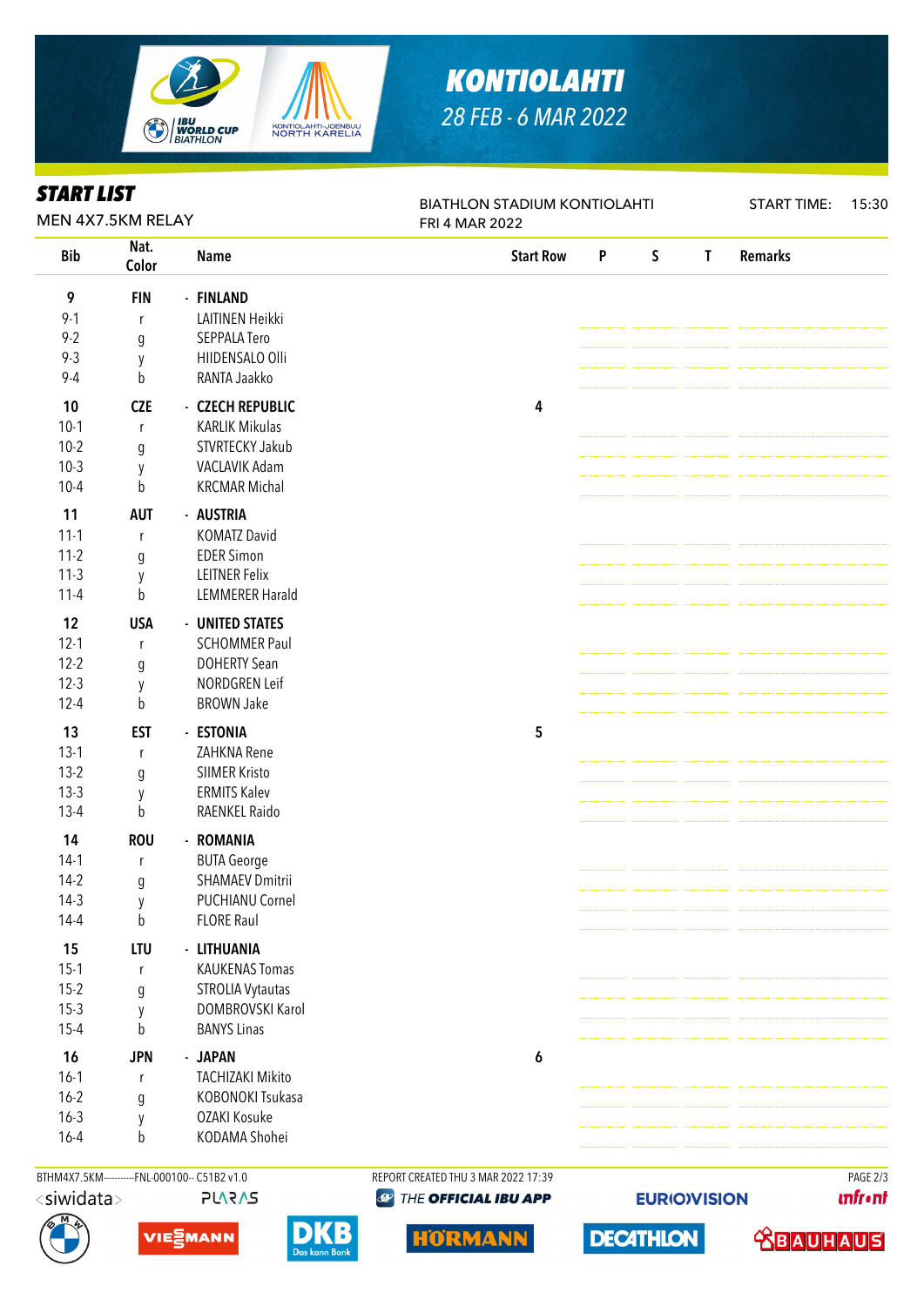## KONTIOLAHTI

28 FEB - 6 MAR 2022

### START LIST

MEN 4X7.5KM RELAY

BIATHLON STADIUM KONTIOLAHTI
FRI 4 MAR 2022

START TIME: 15:30

| Bib | Nat. Color | Name | Start Row | P | S | T | Remarks |
|---|---|---|---|---|---|---|---|
| **9** | **FIN** | **- FINLAND** | | | | | |
| 9-1 | r | LAITINEN Heikki | | | | | |
| 9-2 | g | SEPPALA Tero | | | | | |
| 9-3 | y | HIIDENSALO Olli | | | | | |
| 9-4 | b | RANTA Jaakko | | | | | |
| **10** | **CZE** | **- CZECH REPUBLIC** | **4** | | | | |
| 10-1 | r | KARLIK Mikulas | | | | | |
| 10-2 | g | STVRTECKY Jakub | | | | | |
| 10-3 | y | VACLAVIK Adam | | | | | |
| 10-4 | b | KRCMAR Michal | | | | | |
| **11** | **AUT** | **- AUSTRIA** | | | | | |
| 11-1 | r | KOMATZ David | | | | | |
| 11-2 | g | EDER Simon | | | | | |
| 11-3 | y | LEITNER Felix | | | | | |
| 11-4 | b | LEMMERER Harald | | | | | |
| **12** | **USA** | **- UNITED STATES** | | | | | |
| 12-1 | r | SCHOMMER Paul | | | | | |
| 12-2 | g | DOHERTY Sean | | | | | |
| 12-3 | y | NORDGREN Leif | | | | | |
| 12-4 | b | BROWN Jake | | | | | |
| **13** | **EST** | **- ESTONIA** | **5** | | | | |
| 13-1 | r | ZAHKNA Rene | | | | | |
| 13-2 | g | SIIMER Kristo | | | | | |
| 13-3 | y | ERMITS Kalev | | | | | |
| 13-4 | b | RAENKEL Raido | | | | | |
| **14** | **ROU** | **- ROMANIA** | | | | | |
| 14-1 | r | BUTA George | | | | | |
| 14-2 | g | SHAMAEV Dmitrii | | | | | |
| 14-3 | y | PUCHIANU Cornel | | | | | |
| 14-4 | b | FLORE Raul | | | | | |
| **15** | **LTU** | **- LITHUANIA** | | | | | |
| 15-1 | r | KAUKENAS Tomas | | | | | |
| 15-2 | g | STROLIA Vytautas | | | | | |
| 15-3 | y | DOMBROVSKI Karol | | | | | |
| 15-4 | b | BANYS Linas | | | | | |
| **16** | **JPN** | **- JAPAN** | **6** | | | | |
| 16-1 | r | TACHIZAKI Mikito | | | | | |
| 16-2 | g | KOBONOKI Tsukasa | | | | | |
| 16-3 | y | OZAKI Kosuke | | | | | |
| 16-4 | b | KODAMA Shohei | | | | | |

BTHM4X7.5KM----------FNL-000100-- C51B2 v1.0 REPORT CREATED THU 3 MAR 2022 17:39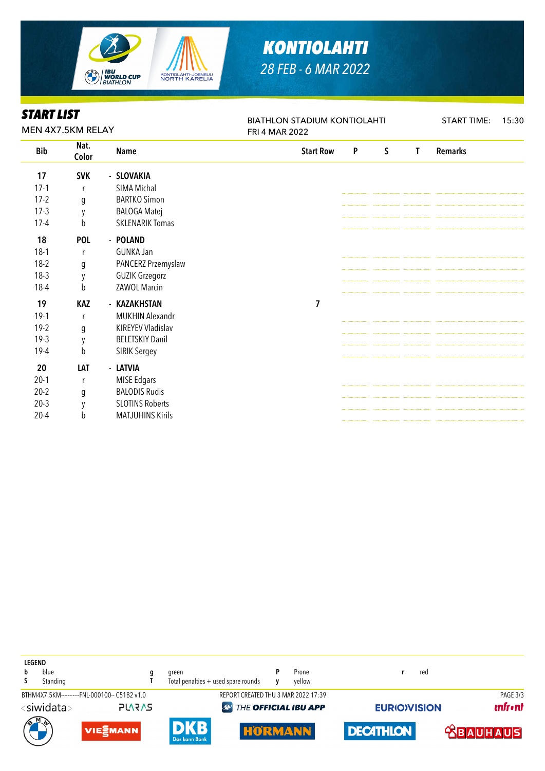# KONTIOLAHTI

*28 FEB - 6 MAR 2022*

## START LIST

MEN 4X7.5KM RELAY

BIATHLON STADIUM KONTIOLAHTI

FRI 4 MAR 2022

START TIME: 15:30

| Bib | Nat. Color | Name | Start Row | P | S | T | Remarks |
|---|---|---|---|---|---|---|---|
| **17** | **SVK** | **- SLOVAKIA** | | | | | |
| 17-1 | r | SIMA Michal | | | | | |
| 17-2 | g | BARTKO Simon | | | | | |
| 17-3 | y | BALOGA Matej | | | | | |
| 17-4 | b | SKLENARIK Tomas | | | | | |
| **18** | **POL** | **- POLAND** | | | | | |
| 18-1 | r | GUNKA Jan | | | | | |
| 18-2 | g | PANCERZ Przemyslaw | | | | | |
| 18-3 | y | GUZIK Grzegorz | | | | | |
| 18-4 | b | ZAWOL Marcin | | | | | |
| **19** | **KAZ** | **- KAZAKHSTAN** | 7 | | | | |
| 19-1 | r | MUKHIN Alexandr | | | | | |
| 19-2 | g | KIREYEV Vladislav | | | | | |
| 19-3 | y | BELETSKIY Danil | | | | | |
| 19-4 | b | SIRIK Sergey | | | | | |
| **20** | **LAT** | **- LATVIA** | | | | | |
| 20-1 | r | MISE Edgars | | | | | |
| 20-2 | g | BALODIS Rudis | | | | | |
| 20-3 | y | SLOTINS Roberts | | | | | |
| 20-4 | b | MATJUHINS Kirils | | | | | |

**LEGEND**

| | | | | | | | |
|---|---|---|---|---|---|---|---|
| b | blue | g | green | P | Prone | r | red |
| S | Standing | T | Total penalties + used spare rounds | y | yellow | | |

BTHM4X7.5KM----------FNL-000100-- C51B2 v1.0 REPORT CREATED THU 3 MAR 2022 17:39